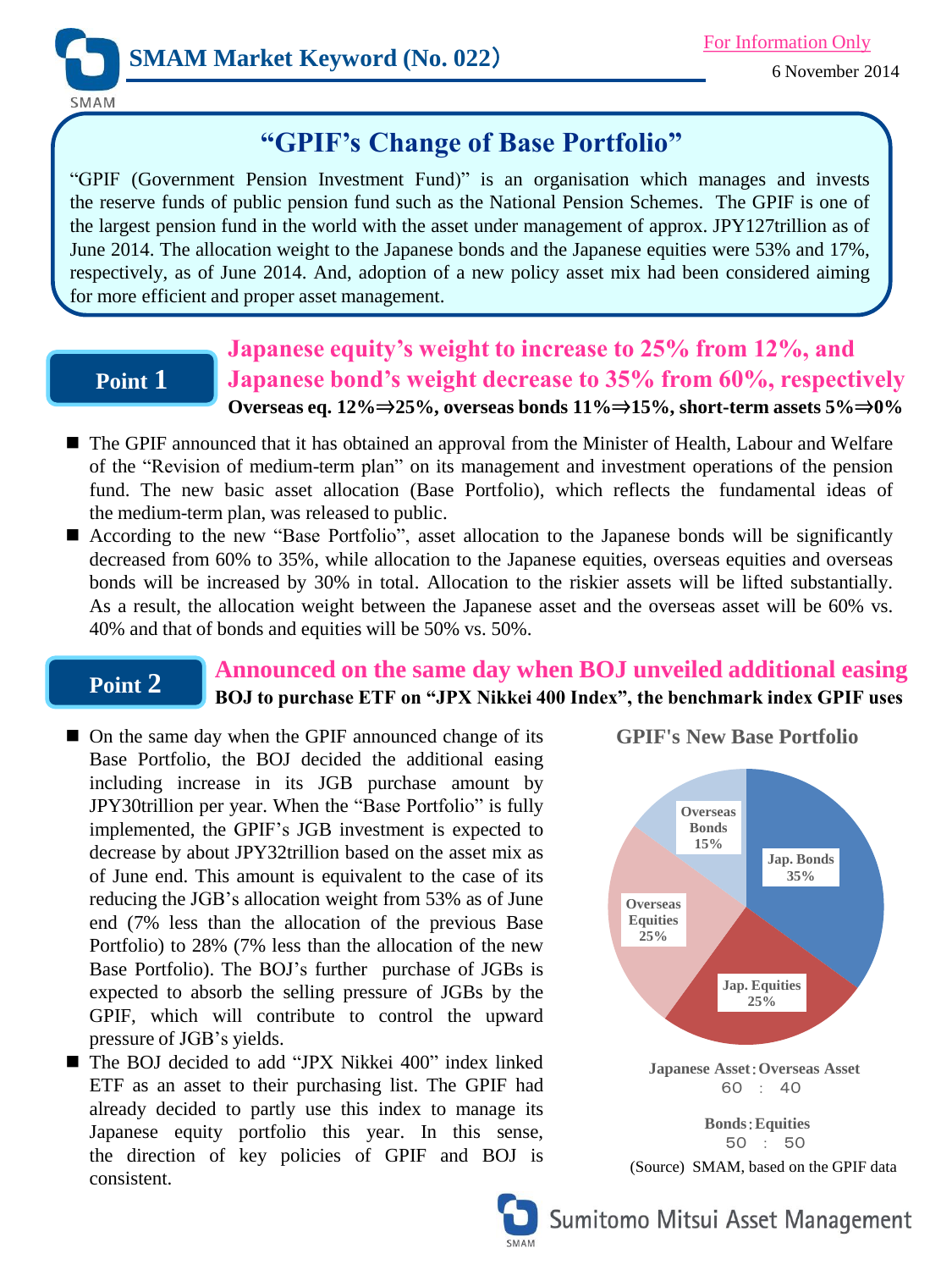SMAM Market Keyword (No. 022)

For Information Only

6 November 2014

# "GPIF's Change of Base Portfolio"

"GPIF (Government Pension Investment Fund)" is an organisation which manages and invests the reserve funds of public pension fund such as the National Pension Schemes. The GPIF is one of the largest pension fund in the world with the asset under management of approx. JPY127trillion as of June 2014. The allocation weight to the Japanese bonds and the Japanese equities were 53% and 17%, respectively, as of June 2014. And, adoption of a new policy asset mix had been considered aiming for more efficient and proper asset management.

## Point 1

### Japanese equity's weight to increase to 25% from 12%, and Japanese bond's weight decrease to 35% from 60%, respectively

**Overseas eq. 12%⇒25%, overseas bonds 11%⇒15%, short-term assets 5%⇒0%**

- The GPIF announced that it has obtained an approval from the Minister of Health, Labour and Welfare of the "Revision of medium-term plan" on its management and investment operations of the pension fund. The new basic asset allocation (Base Portfolio), which reflects the fundamental ideas of the medium-term plan, was released to public.
- According to the new "Base Portfolio", asset allocation to the Japanese bonds will be significantly decreased from 60% to 35%, while allocation to the Japanese equities, overseas equities and overseas bonds will be increased by 30% in total. Allocation to the riskier assets will be lifted substantially. As a result, the allocation weight between the Japanese asset and the overseas asset will be 60% vs. 40% and that of bonds and equities will be 50% vs. 50%.

## Point 2

### Announced on the same day when BOJ unveiled additional easing

**BOJ to purchase ETF on "JPX Nikkei 400 Index", the benchmark index GPIF uses**

- On the same day when the GPIF announced change of its Base Portfolio, the BOJ decided the additional easing including increase in its JGB purchase amount by JPY30trillion per year. When the "Base Portfolio" is fully implemented, the GPIF's JGB investment is expected to decrease by about JPY32trillion based on the asset mix as of June end. This amount is equivalent to the case of its reducing the JGB's allocation weight from 53% as of June end (7% less than the allocation of the previous Base Portfolio) to 28% (7% less than the allocation of the new Base Portfolio). The BOJ's further purchase of JGBs is expected to absorb the selling pressure of JGBs by the GPIF, which will contribute to control the upward pressure of JGB's yields.
- The BOJ decided to add "JPX Nikkei 400" index linked ETF as an asset to their purchasing list. The GPIF had already decided to partly use this index to manage its Japanese equity portfolio this year. In this sense, the direction of key policies of GPIF and BOJ is consistent.

**GPIF's New Base Portfolio**

| Asset | Weight |
|---|---|
| Jap. Bonds | 35% |
| Jap. Equities | 25% |
| Overseas Equities | 25% |
| Overseas Bonds | 15% |

Japanese Asset : Overseas Asset
60 : 40

Bonds : Equities
50 : 50

(Source) SMAM, based on the GPIF data

Sumitomo Mitsui Asset Management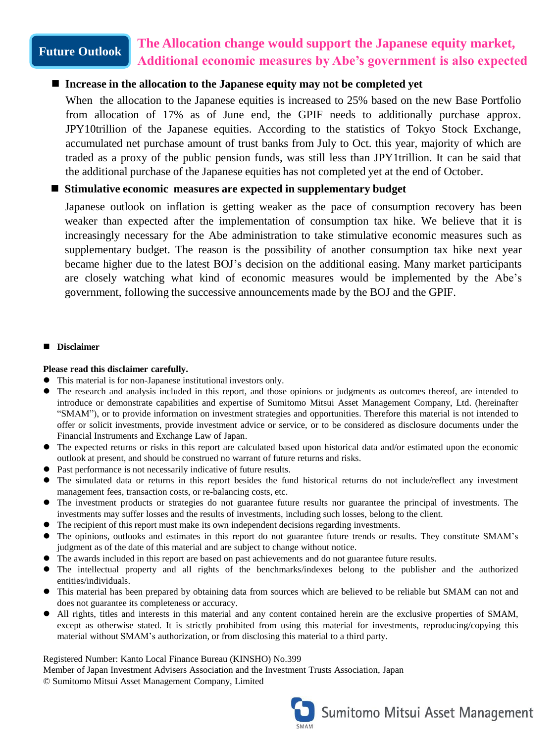## Future Outlook

**The Allocation change would support the Japanese equity market, Additional economic measures by Abe's government is also expected**

- **Increase in the allocation to the Japanese equity may not be completed yet**

When the allocation to the Japanese equities is increased to 25% based on the new Base Portfolio from allocation of 17% as of June end, the GPIF needs to additionally purchase approx. JPY10trillion of the Japanese equities. According to the statistics of Tokyo Stock Exchange, accumulated net purchase amount of trust banks from July to Oct. this year, majority of which are traded as a proxy of the public pension funds, was still less than JPY1trillion. It can be said that the additional purchase of the Japanese equities has not completed yet at the end of October.

- **Stimulative economic measures are expected in supplementary budget**

Japanese outlook on inflation is getting weaker as the pace of consumption recovery has been weaker than expected after the implementation of consumption tax hike. We believe that it is increasingly necessary for the Abe administration to take stimulative economic measures such as supplementary budget. The reason is the possibility of another consumption tax hike next year became higher due to the latest BOJ's decision on the additional easing. Many market participants are closely watching what kind of economic measures would be implemented by the Abe's government, following the successive announcements made by the BOJ and the GPIF.

### Disclaimer

**Please read this disclaimer carefully.**

- This material is for non-Japanese institutional investors only.
- The research and analysis included in this report, and those opinions or judgments as outcomes thereof, are intended to introduce or demonstrate capabilities and expertise of Sumitomo Mitsui Asset Management Company, Ltd. (hereinafter "SMAM"), or to provide information on investment strategies and opportunities. Therefore this material is not intended to offer or solicit investments, provide investment advice or service, or to be considered as disclosure documents under the Financial Instruments and Exchange Law of Japan.
- The expected returns or risks in this report are calculated based upon historical data and/or estimated upon the economic outlook at present, and should be construed no warrant of future returns and risks.
- Past performance is not necessarily indicative of future results.
- The simulated data or returns in this report besides the fund historical returns do not include/reflect any investment management fees, transaction costs, or re-balancing costs, etc.
- The investment products or strategies do not guarantee future results nor guarantee the principal of investments. The investments may suffer losses and the results of investments, including such losses, belong to the client.
- The recipient of this report must make its own independent decisions regarding investments.
- The opinions, outlooks and estimates in this report do not guarantee future trends or results. They constitute SMAM's judgment as of the date of this material and are subject to change without notice.
- The awards included in this report are based on past achievements and do not guarantee future results.
- The intellectual property and all rights of the benchmarks/indexes belong to the publisher and the authorized entities/individuals.
- This material has been prepared by obtaining data from sources which are believed to be reliable but SMAM can not and does not guarantee its completeness or accuracy.
- All rights, titles and interests in this material and any content contained herein are the exclusive properties of SMAM, except as otherwise stated. It is strictly prohibited from using this material for investments, reproducing/copying this material without SMAM's authorization, or from disclosing this material to a third party.

Registered Number: Kanto Local Finance Bureau (KINSHO) No.399
Member of Japan Investment Advisers Association and the Investment Trusts Association, Japan
© Sumitomo Mitsui Asset Management Company, Limited

Sumitomo Mitsui Asset Management